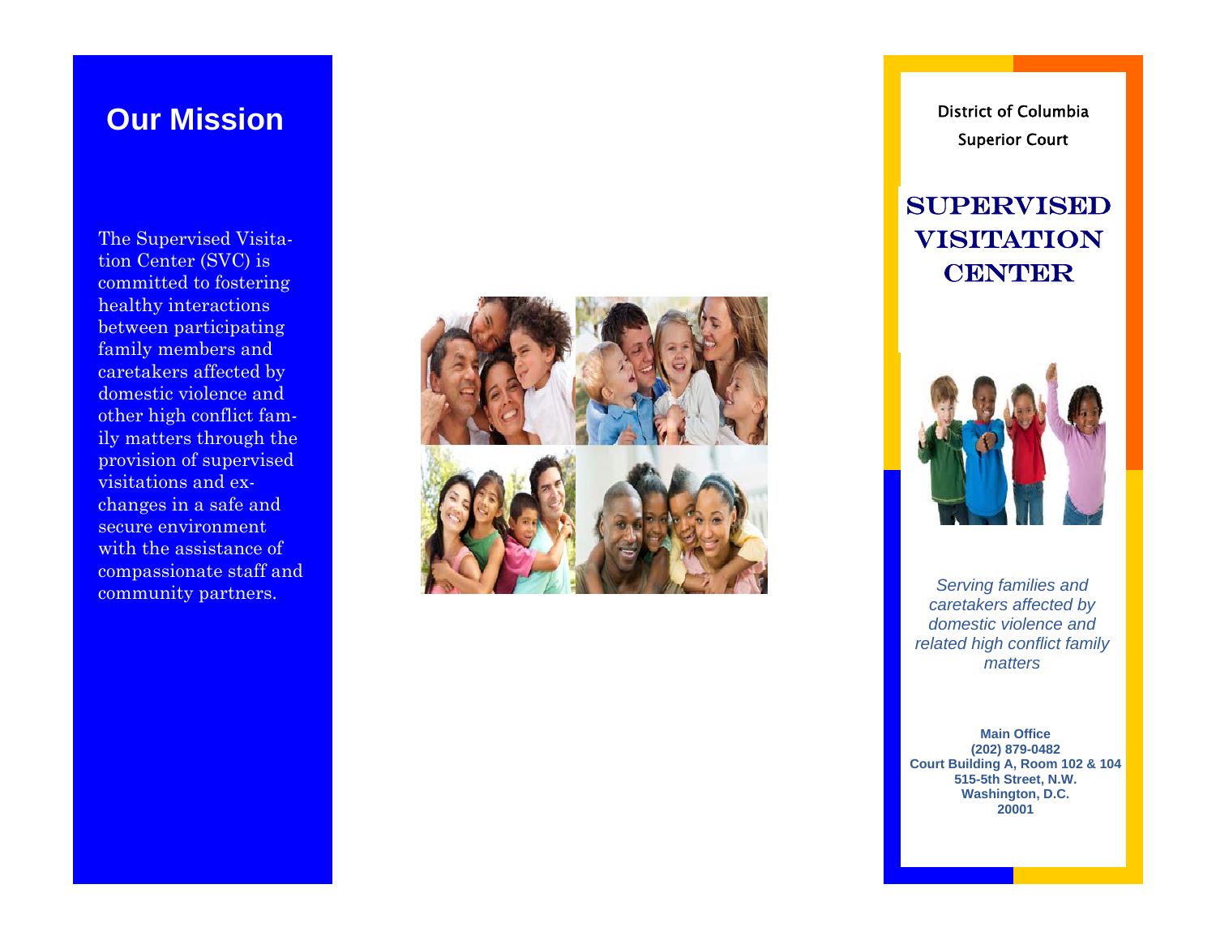## Our Mission

The Supervised Visitation Center (SVC) is committed to fostering healthy interactions between participating family members and caretakers affected by domestic violence and other high conflict family matters through the provision of supervised visitations and exchanges in a safe and secure environment with the assistance of compassionate staff and community partners.

District of Columbia
Superior Court

# SUPERVISED VISITATION CENTER

*Serving families and caretakers affected by domestic violence and related high conflict family matters*

**Main Office**
**(202) 879-0482**
**Court Building A, Room 102 & 104**
**515-5th Street, N.W.**
**Washington, D.C.**
**20001**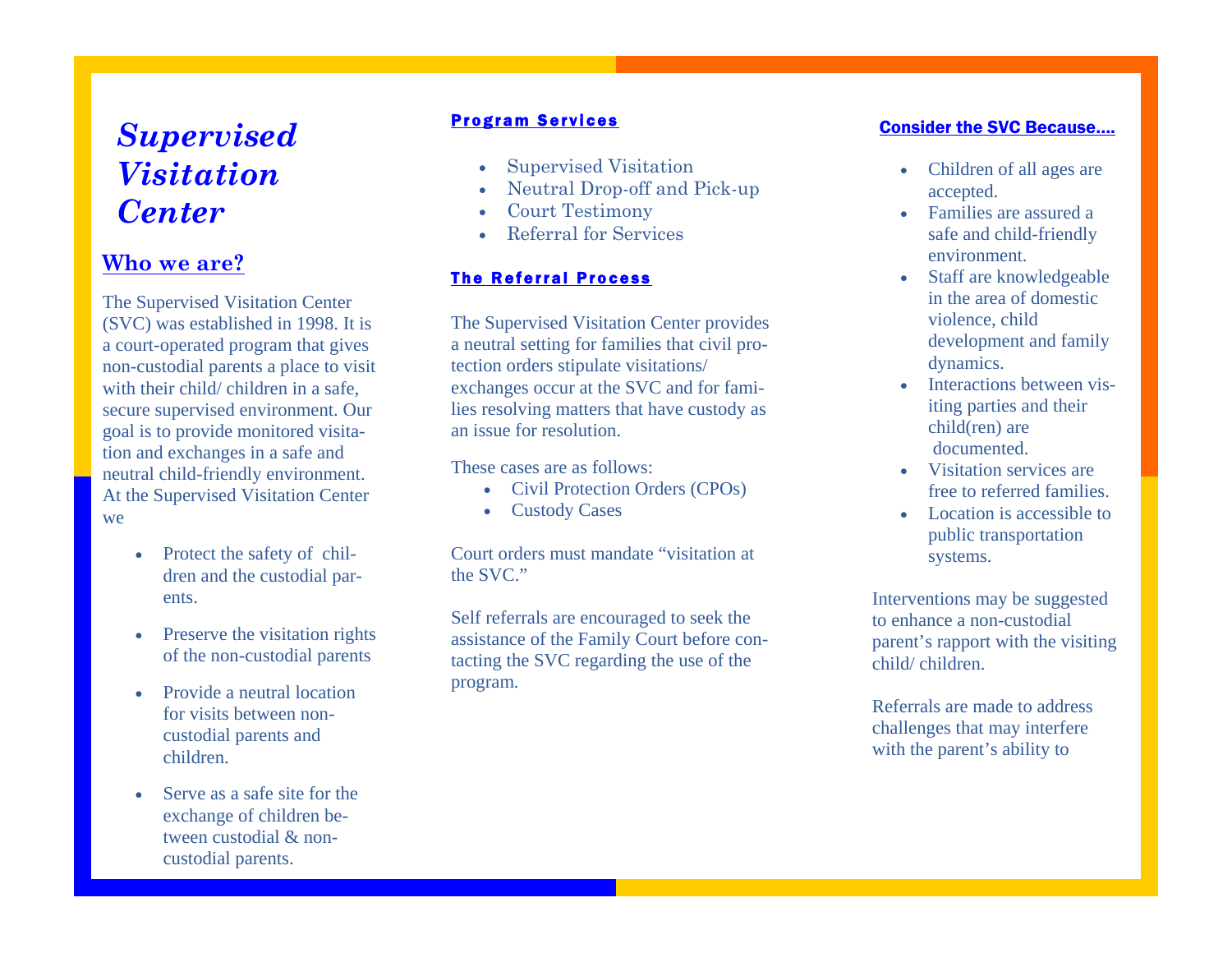# *Supervised Visitation Center*

## Who we are?

The Supervised Visitation Center (SVC) was established in 1998. It is a court-operated program that gives non-custodial parents a place to visit with their child/ children in a safe, secure supervised environment. Our goal is to provide monitored visitation and exchanges in a safe and neutral child-friendly environment. At the Supervised Visitation Center we

- Protect the safety of children and the custodial parents.
- Preserve the visitation rights of the non-custodial parents
- Provide a neutral location for visits between non-custodial parents and children.
- Serve as a safe site for the exchange of children between custodial & non-custodial parents.

## Program Services

- Supervised Visitation
- Neutral Drop-off and Pick-up
- Court Testimony
- Referral for Services

## The Referral Process

The Supervised Visitation Center provides a neutral setting for families that civil protection orders stipulate visitations/ exchanges occur at the SVC and for families resolving matters that have custody as an issue for resolution.

These cases are as follows:

- Civil Protection Orders (CPOs)
- Custody Cases

Court orders must mandate "visitation at the SVC."

Self referrals are encouraged to seek the assistance of the Family Court before contacting the SVC regarding the use of the program.

## Consider the SVC Because....

- Children of all ages are accepted.
- Families are assured a safe and child-friendly environment.
- Staff are knowledgeable in the area of domestic violence, child development and family dynamics.
- Interactions between visiting parties and their child(ren) are documented.
- Visitation services are free to referred families.
- Location is accessible to public transportation systems.

Interventions may be suggested to enhance a non-custodial parent's rapport with the visiting child/ children.

Referrals are made to address challenges that may interfere with the parent's ability to